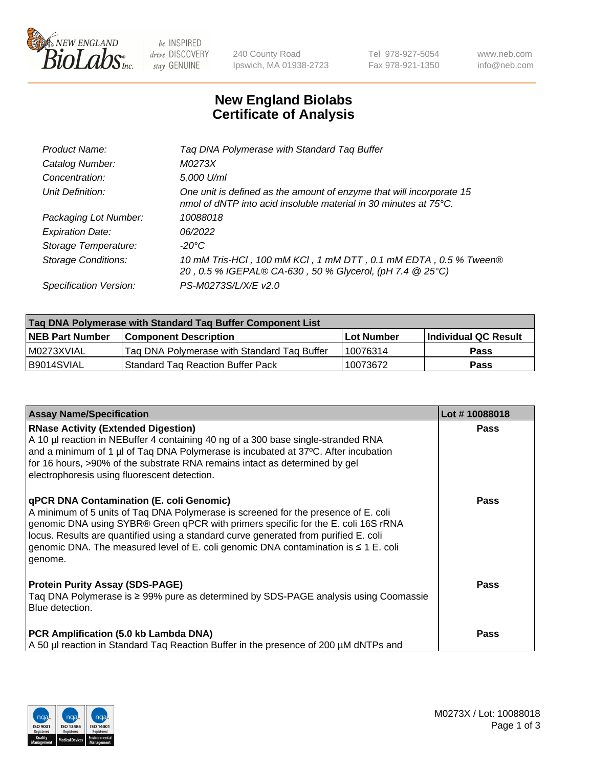# New England Biolabs
# Certificate of Analysis

| | |
|---|---|
| *Product Name:* | *Taq DNA Polymerase with Standard Taq Buffer* |
| *Catalog Number:* | *M0273X* |
| *Concentration:* | *5,000 U/ml* |
| *Unit Definition:* | *One unit is defined as the amount of enzyme that will incorporate 15 nmol of dNTP into acid insoluble material in 30 minutes at 75°C.* |
| *Packaging Lot Number:* | *10088018* |
| *Expiration Date:* | *06/2022* |
| *Storage Temperature:* | *-20°C* |
| *Storage Conditions:* | *10 mM Tris-HCl , 100 mM KCl , 1 mM DTT , 0.1 mM EDTA , 0.5 % Tween® 20 , 0.5 % IGEPAL® CA-630 , 50 % Glycerol, (pH 7.4 @ 25°C)* |
| *Specification Version:* | *PS-M0273S/L/X/E v2.0* |

| Taq DNA Polymerase with Standard Taq Buffer Component List | | | |
|---|---|---|---|
| **NEB Part Number** | **Component Description** | **Lot Number** | **Individual QC Result** |
| M0273XVIAL | Taq DNA Polymerase with Standard Taq Buffer | 10076314 | **Pass** |
| B9014SVIAL | Standard Taq Reaction Buffer Pack | 10073672 | **Pass** |

| Assay Name/Specification | Lot # 10088018 |
|---|---|
| **RNase Activity (Extended Digestion)**<br>A 10 µl reaction in NEBuffer 4 containing 40 ng of a 300 base single-stranded RNA and a minimum of 1 µl of Taq DNA Polymerase is incubated at 37ºC. After incubation for 16 hours, >90% of the substrate RNA remains intact as determined by gel electrophoresis using fluorescent detection. | **Pass** |
| **qPCR DNA Contamination (E. coli Genomic)**<br>A minimum of 5 units of Taq DNA Polymerase is screened for the presence of E. coli genomic DNA using SYBR® Green qPCR with primers specific for the E. coli 16S rRNA locus. Results are quantified using a standard curve generated from purified E. coli genomic DNA. The measured level of E. coli genomic DNA contamination is ≤ 1 E. coli genome. | **Pass** |
| **Protein Purity Assay (SDS-PAGE)**<br>Taq DNA Polymerase is ≥ 99% pure as determined by SDS-PAGE analysis using Coomassie Blue detection. | **Pass** |
| **PCR Amplification (5.0 kb Lambda DNA)**<br>A 50 µl reaction in Standard Taq Reaction Buffer in the presence of 200 µM dNTPs and | **Pass** |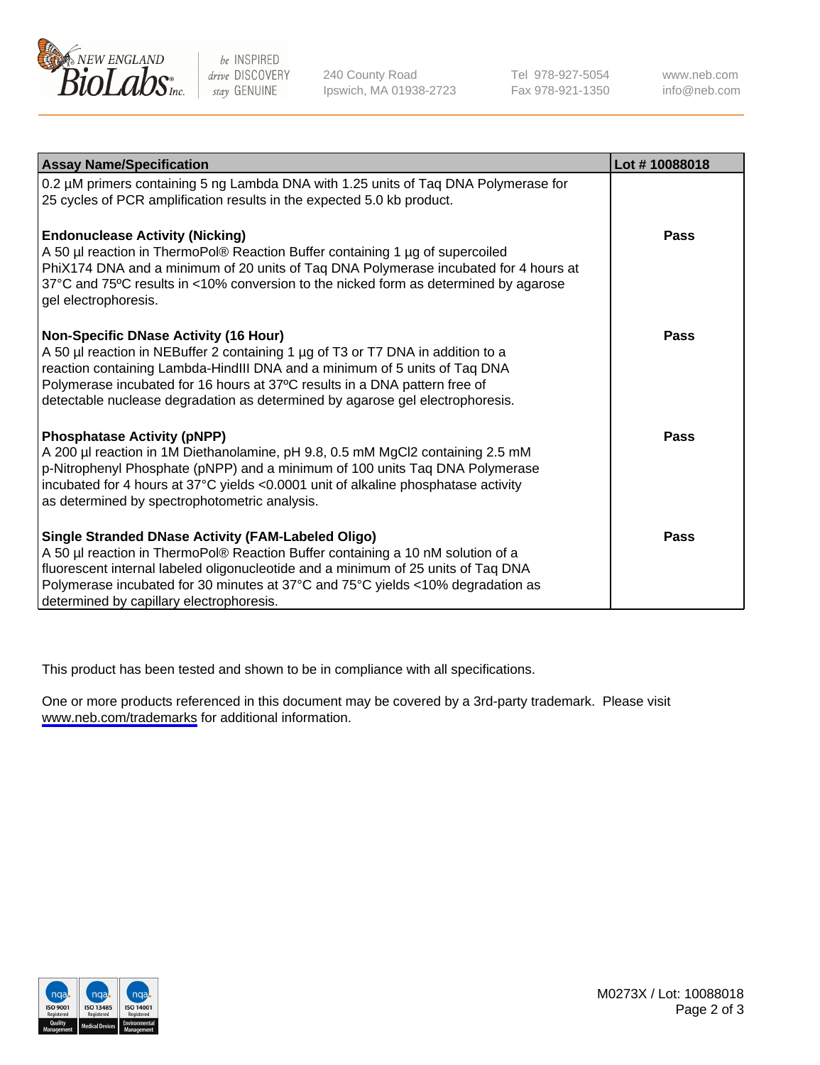| Assay Name/Specification | Lot # 10088018 |
|---|---|
| 0.2 µM primers containing 5 ng Lambda DNA with 1.25 units of Taq DNA Polymerase for 25 cycles of PCR amplification results in the expected 5.0 kb product. | |
| **Endonuclease Activity (Nicking)**<br>A 50 µl reaction in ThermoPol® Reaction Buffer containing 1 µg of supercoiled PhiX174 DNA and a minimum of 20 units of Taq DNA Polymerase incubated for 4 hours at 37°C and 75ºC results in <10% conversion to the nicked form as determined by agarose gel electrophoresis. | **Pass** |
| **Non-Specific DNase Activity (16 Hour)**<br>A 50 µl reaction in NEBuffer 2 containing 1 µg of T3 or T7 DNA in addition to a reaction containing Lambda-HindIII DNA and a minimum of 5 units of Taq DNA Polymerase incubated for 16 hours at 37ºC results in a DNA pattern free of detectable nuclease degradation as determined by agarose gel electrophoresis. | **Pass** |
| **Phosphatase Activity (pNPP)**<br>A 200 µl reaction in 1M Diethanolamine, pH 9.8, 0.5 mM $MgCl_2$ containing 2.5 mM p-Nitrophenyl Phosphate (pNPP) and a minimum of 100 units Taq DNA Polymerase incubated for 4 hours at 37°C yields <0.0001 unit of alkaline phosphatase activity as determined by spectrophotometric analysis. | **Pass** |
| **Single Stranded DNase Activity (FAM-Labeled Oligo)**<br>A 50 µl reaction in ThermoPol® Reaction Buffer containing a 10 nM solution of a fluorescent internal labeled oligonucleotide and a minimum of 25 units of Taq DNA Polymerase incubated for 30 minutes at 37°C and 75°C yields <10% degradation as determined by capillary electrophoresis. | **Pass** |

This product has been tested and shown to be in compliance with all specifications.

One or more products referenced in this document may be covered by a 3rd-party trademark. Please visit www.neb.com/trademarks for additional information.

M0273X / Lot: 10088018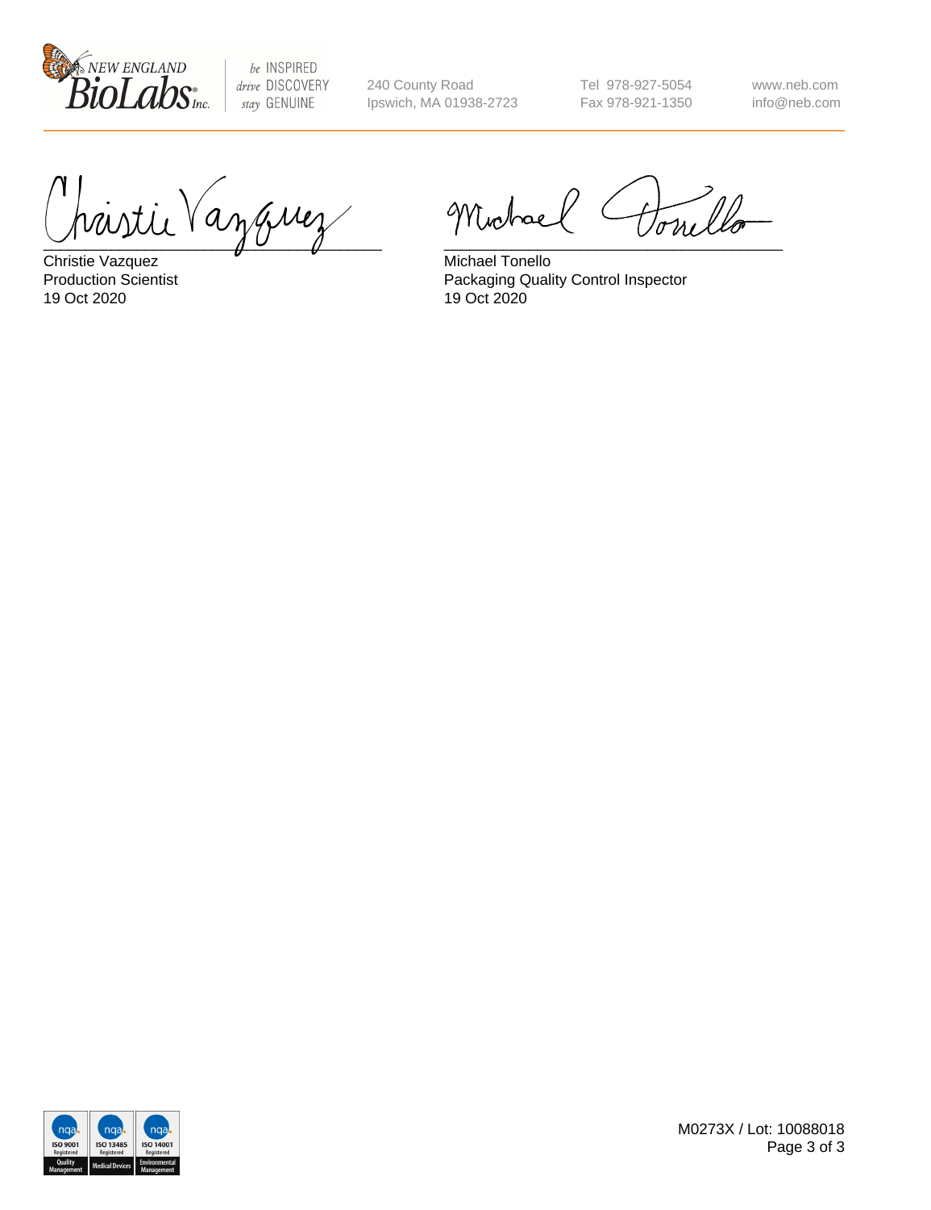Christie Vazquez
Production Scientist
19 Oct 2020

Michael Tonello
Packaging Quality Control Inspector
19 Oct 2020